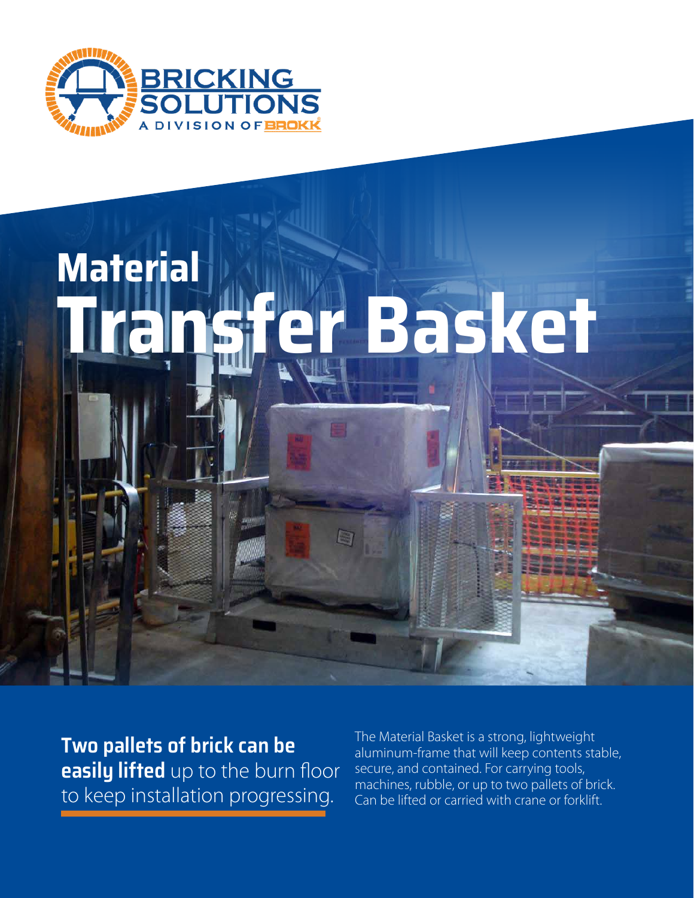# Material Transfer Basket

**Two pallets of brick can be easily lifted** up to the burn floor to keep installation progressing.

The Material Basket is a strong, lightweight aluminum-frame that will keep contents stable, secure, and contained. For carrying tools, machines, rubble, or up to two pallets of brick. Can be lifted or carried with crane or forklift.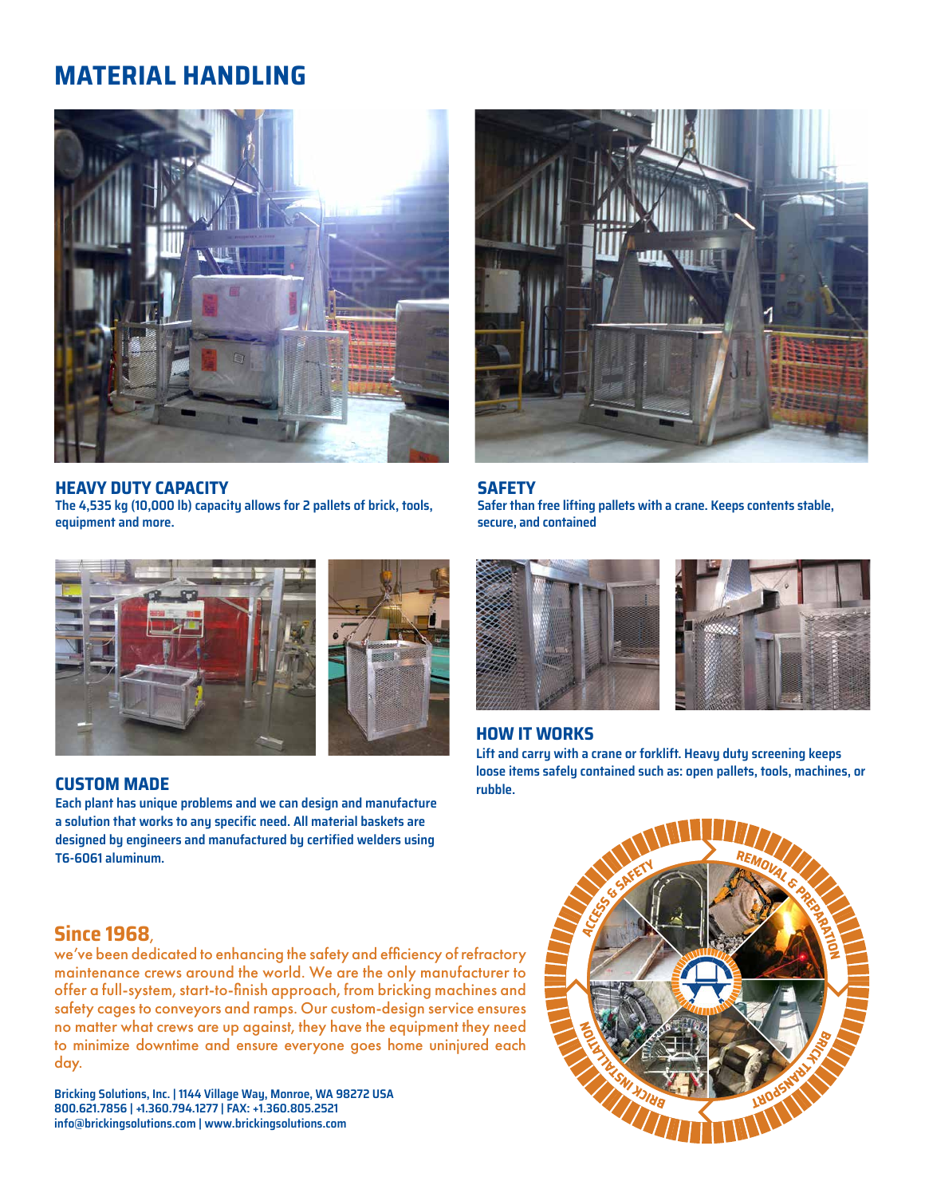# MATERIAL HANDLING

### HEAVY DUTY CAPACITY

**The 4,535 kg (10,000 lb) capacity allows for 2 pallets of brick, tools, equipment and more.**

### SAFETY

**Safer than free lifting pallets with a crane. Keeps contents stable, secure, and contained**

### CUSTOM MADE

**Each plant has unique problems and we can design and manufacture a solution that works to any specific need. All material baskets are designed by engineers and manufactured by certified welders using T6-6061 aluminum.**

### HOW IT WORKS

**Lift and carry with a crane or forklift. Heavy duty screening keeps loose items safely contained such as: open pallets, tools, machines, or rubble.**

## Since 1968,

we've been dedicated to enhancing the safety and efficiency of refractory maintenance crews around the world. We are the only manufacturer to offer a full-system, start-to-finish approach, from bricking machines and safety cages to conveyors and ramps. Our custom-design service ensures no matter what crews are up against, they have the equipment they need to minimize downtime and ensure everyone goes home uninjured each day.

**Bricking Solutions, Inc. | 1144 Village Way, Monroe, WA 98272 USA**
**800.621.7856 | +1.360.794.1277 | FAX: +1.360.805.2521**
**info@brickingsolutions.com | www.brickingsolutions.com**

ACCESS & SAFETY

REMOVAL & PREPARATION

BRICK TRANSPORT

BRICK INSTALLATION